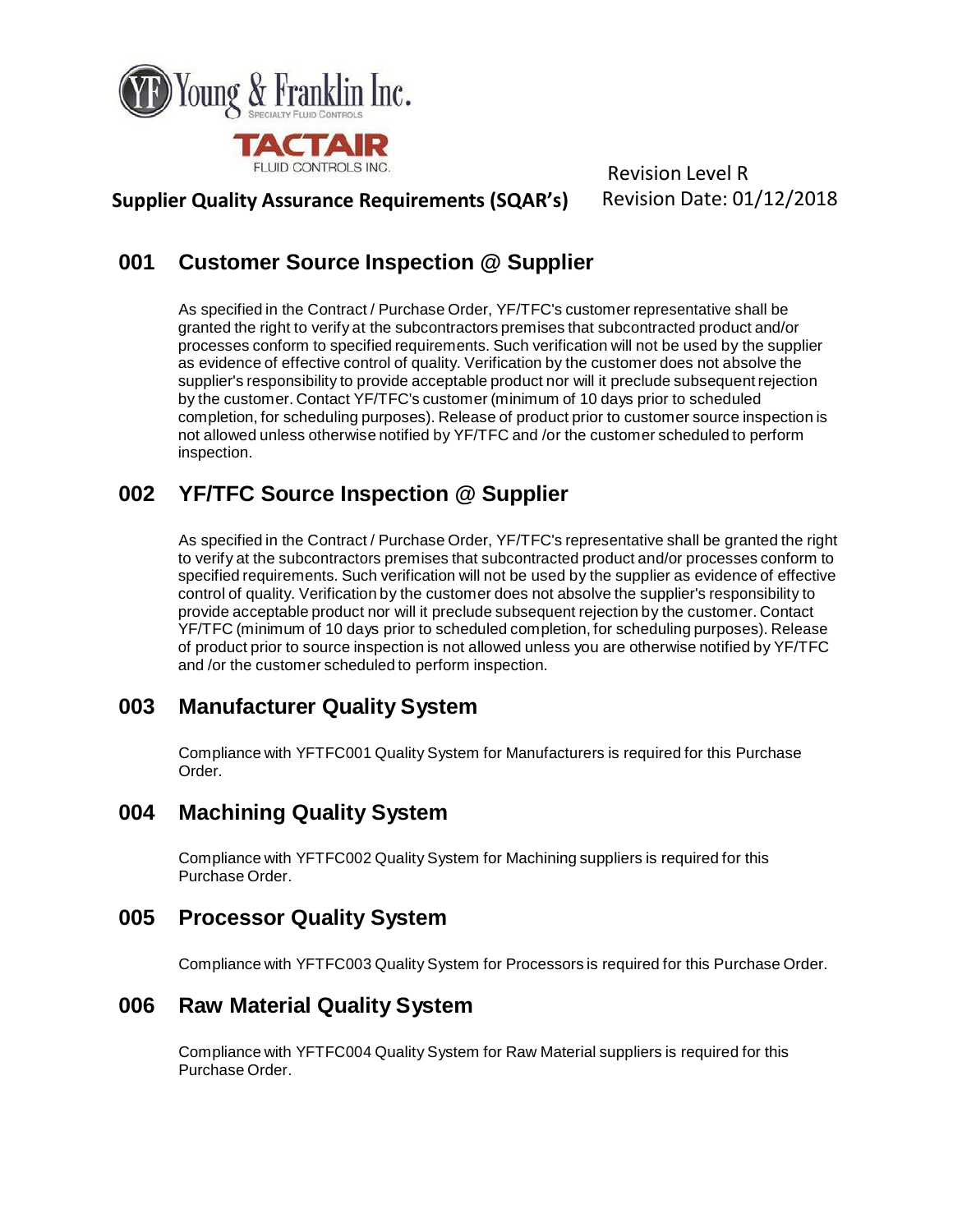Young & Franklin Inc.
Specialty Fluid Controls

TACTAIR
Fluid Controls Inc.

**Supplier Quality Assurance Requirements (SQAR's)**

Revision Level R
Revision Date: 01/12/2018

## 001 Customer Source Inspection @ Supplier

As specified in the Contract / Purchase Order, YF/TFC's customer representative shall be granted the right to verify at the subcontractors premises that subcontracted product and/or processes conform to specified requirements. Such verification will not be used by the supplier as evidence of effective control of quality. Verification by the customer does not absolve the supplier's responsibility to provide acceptable product nor will it preclude subsequent rejection by the customer. Contact YF/TFC's customer (minimum of 10 days prior to scheduled completion, for scheduling purposes). Release of product prior to customer source inspection is not allowed unless otherwise notified by YF/TFC and /or the customer scheduled to perform inspection.

## 002 YF/TFC Source Inspection @ Supplier

As specified in the Contract / Purchase Order, YF/TFC's representative shall be granted the right to verify at the subcontractors premises that subcontracted product and/or processes conform to specified requirements. Such verification will not be used by the supplier as evidence of effective control of quality. Verification by the customer does not absolve the supplier's responsibility to provide acceptable product nor will it preclude subsequent rejection by the customer. Contact YF/TFC (minimum of 10 days prior to scheduled completion, for scheduling purposes). Release of product prior to source inspection is not allowed unless you are otherwise notified by YF/TFC and /or the customer scheduled to perform inspection.

## 003 Manufacturer Quality System

Compliance with YFTFC001 Quality System for Manufacturers is required for this Purchase Order.

## 004 Machining Quality System

Compliance with YFTFC002 Quality System for Machining suppliers is required for this Purchase Order.

## 005 Processor Quality System

Compliance with YFTFC003 Quality System for Processors is required for this Purchase Order.

## 006 Raw Material Quality System

Compliance with YFTFC004 Quality System for Raw Material suppliers is required for this Purchase Order.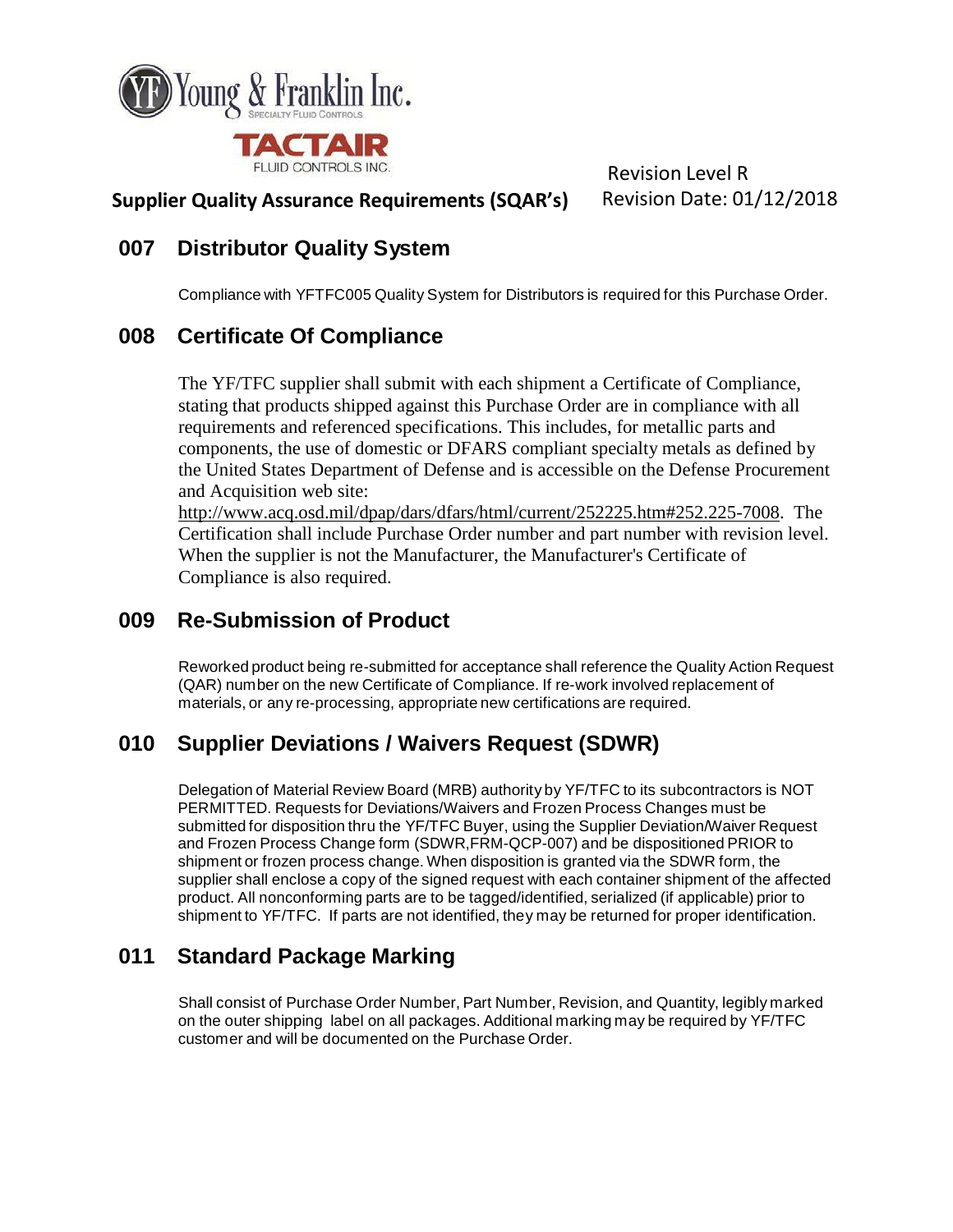## 007 Distributor Quality System

Compliance with YFTFC005 Quality System for Distributors is required for this Purchase Order.

## 008 Certificate Of Compliance

The YF/TFC supplier shall submit with each shipment a Certificate of Compliance, stating that products shipped against this Purchase Order are in compliance with all requirements and referenced specifications. This includes, for metallic parts and components, the use of domestic or DFARS compliant specialty metals as defined by the United States Department of Defense and is accessible on the Defense Procurement and Acquisition web site: http://www.acq.osd.mil/dpap/dars/dfars/html/current/252225.htm#252.225-7008. The Certification shall include Purchase Order number and part number with revision level. When the supplier is not the Manufacturer, the Manufacturer's Certificate of Compliance is also required.

## 009 Re-Submission of Product

Reworked product being re-submitted for acceptance shall reference the Quality Action Request (QAR) number on the new Certificate of Compliance. If re-work involved replacement of materials, or any re-processing, appropriate new certifications are required.

## 010 Supplier Deviations / Waivers Request (SDWR)

Delegation of Material Review Board (MRB) authority by YF/TFC to its subcontractors is NOT PERMITTED. Requests for Deviations/Waivers and Frozen Process Changes must be submitted for disposition thru the YF/TFC Buyer, using the Supplier Deviation/Waiver Request and Frozen Process Change form (SDWR,FRM-QCP-007) and be dispositioned PRIOR to shipment or frozen process change. When disposition is granted via the SDWR form, the supplier shall enclose a copy of the signed request with each container shipment of the affected product. All nonconforming parts are to be tagged/identified, serialized (if applicable) prior to shipment to YF/TFC. If parts are not identified, they may be returned for proper identification.

## 011 Standard Package Marking

Shall consist of Purchase Order Number, Part Number, Revision, and Quantity, legibly marked on the outer shipping label on all packages. Additional marking may be required by YF/TFC customer and will be documented on the Purchase Order.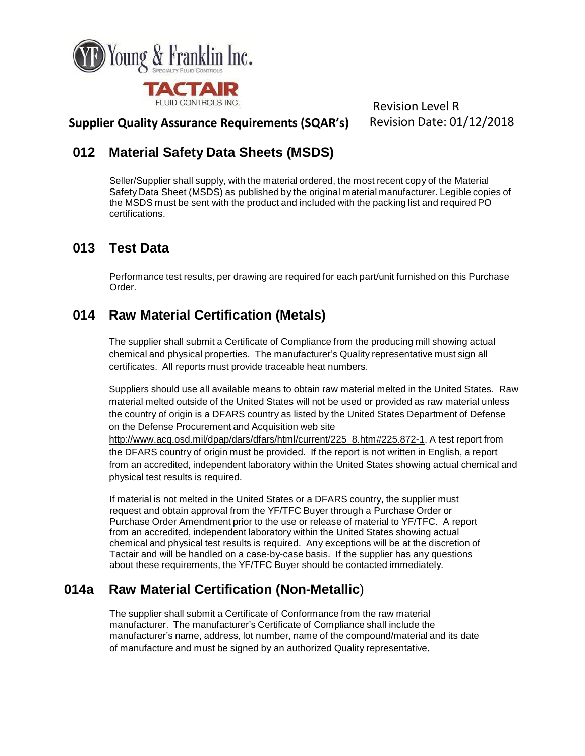## 012 Material Safety Data Sheets (MSDS)

Seller/Supplier shall supply, with the material ordered, the most recent copy of the Material Safety Data Sheet (MSDS) as published by the original material manufacturer. Legible copies of the MSDS must be sent with the product and included with the packing list and required PO certifications.

## 013 Test Data

Performance test results, per drawing are required for each part/unit furnished on this Purchase Order.

## 014 Raw Material Certification (Metals)

The supplier shall submit a Certificate of Compliance from the producing mill showing actual chemical and physical properties. The manufacturer's Quality representative must sign all certificates. All reports must provide traceable heat numbers.

Suppliers should use all available means to obtain raw material melted in the United States. Raw material melted outside of the United States will not be used or provided as raw material unless the country of origin is a DFARS country as listed by the United States Department of Defense on the Defense Procurement and Acquisition web site http://www.acq.osd.mil/dpap/dars/dfars/html/current/225_8.htm#225.872-1. A test report from the DFARS country of origin must be provided. If the report is not written in English, a report from an accredited, independent laboratory within the United States showing actual chemical and physical test results is required.

If material is not melted in the United States or a DFARS country, the supplier must request and obtain approval from the YF/TFC Buyer through a Purchase Order or Purchase Order Amendment prior to the use or release of material to YF/TFC. A report from an accredited, independent laboratory within the United States showing actual chemical and physical test results is required. Any exceptions will be at the discretion of Tactair and will be handled on a case-by-case basis. If the supplier has any questions about these requirements, the YF/TFC Buyer should be contacted immediately.

## 014a Raw Material Certification (Non-Metallic)

The supplier shall submit a Certificate of Conformance from the raw material manufacturer. The manufacturer's Certificate of Compliance shall include the manufacturer's name, address, lot number, name of the compound/material and its date of manufacture and must be signed by an authorized Quality representative.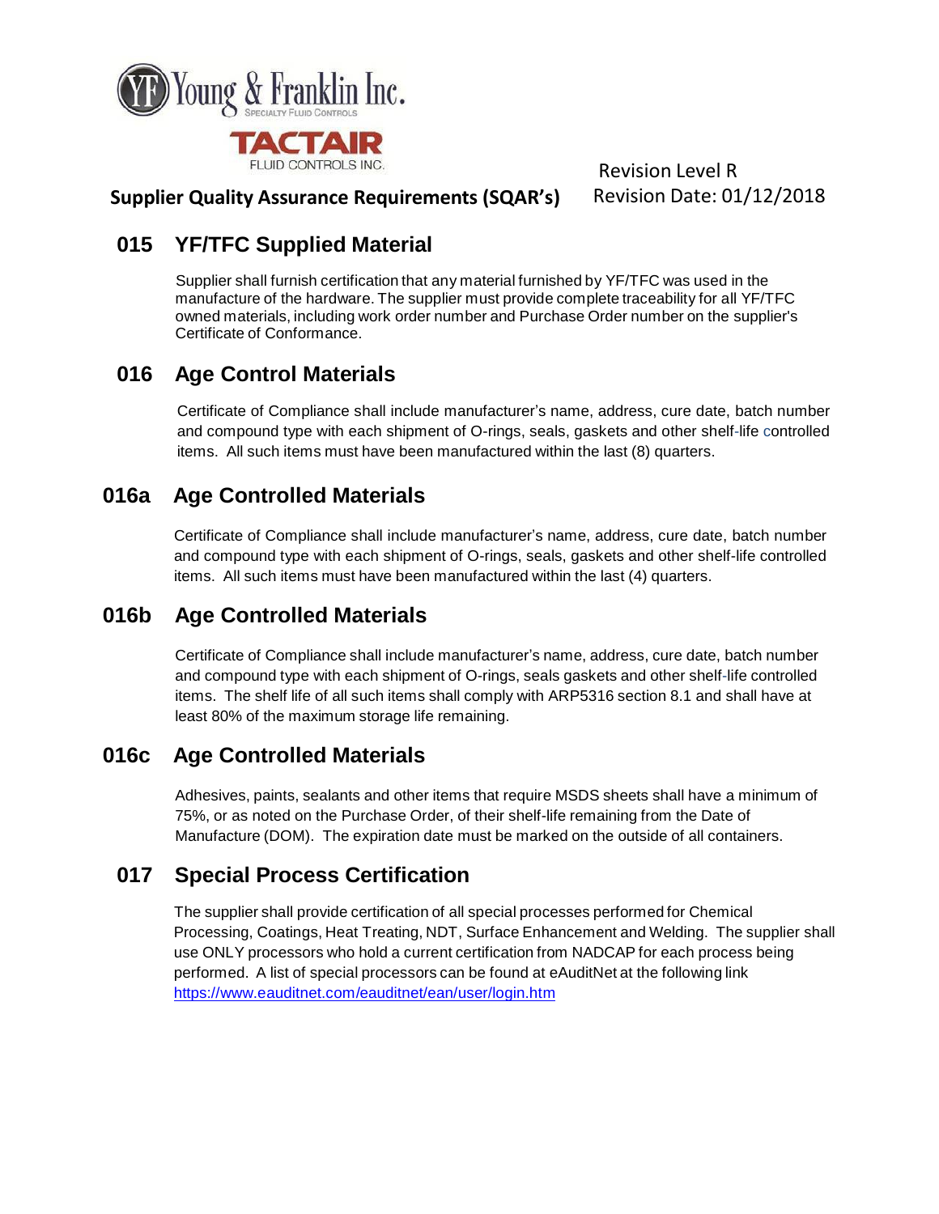## 015 YF/TFC Supplied Material

Supplier shall furnish certification that any material furnished by YF/TFC was used in the manufacture of the hardware. The supplier must provide complete traceability for all YF/TFC owned materials, including work order number and Purchase Order number on the supplier's Certificate of Conformance.

## 016 Age Control Materials

Certificate of Compliance shall include manufacturer's name, address, cure date, batch number and compound type with each shipment of O-rings, seals, gaskets and other shelf-life controlled items. All such items must have been manufactured within the last (8) quarters.

## 016a Age Controlled Materials

Certificate of Compliance shall include manufacturer's name, address, cure date, batch number and compound type with each shipment of O-rings, seals, gaskets and other shelf-life controlled items. All such items must have been manufactured within the last (4) quarters.

## 016b Age Controlled Materials

Certificate of Compliance shall include manufacturer's name, address, cure date, batch number and compound type with each shipment of O-rings, seals gaskets and other shelf-life controlled items. The shelf life of all such items shall comply with ARP5316 section 8.1 and shall have at least 80% of the maximum storage life remaining.

## 016c Age Controlled Materials

Adhesives, paints, sealants and other items that require MSDS sheets shall have a minimum of 75%, or as noted on the Purchase Order, of their shelf-life remaining from the Date of Manufacture (DOM). The expiration date must be marked on the outside of all containers.

## 017 Special Process Certification

The supplier shall provide certification of all special processes performed for Chemical Processing, Coatings, Heat Treating, NDT, Surface Enhancement and Welding. The supplier shall use ONLY processors who hold a current certification from NADCAP for each process being performed. A list of special processors can be found at eAuditNet at the following link https://www.eauditnet.com/eauditnet/ean/user/login.htm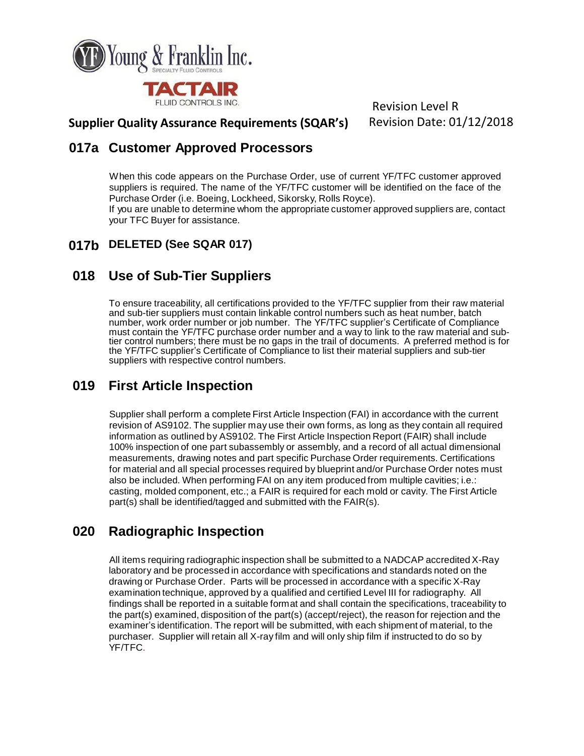## 017a Customer Approved Processors

When this code appears on the Purchase Order, use of current YF/TFC customer approved suppliers is required. The name of the YF/TFC customer will be identified on the face of the Purchase Order (i.e. Boeing, Lockheed, Sikorsky, Rolls Royce).
If you are unable to determine whom the appropriate customer approved suppliers are, contact your TFC Buyer for assistance.

## 017b DELETED (See SQAR 017)

## 018 Use of Sub-Tier Suppliers

To ensure traceability, all certifications provided to the YF/TFC supplier from their raw material and sub-tier suppliers must contain linkable control numbers such as heat number, batch number, work order number or job number. The YF/TFC supplier's Certificate of Compliance must contain the YF/TFC purchase order number and a way to link to the raw material and sub-tier control numbers; there must be no gaps in the trail of documents. A preferred method is for the YF/TFC supplier's Certificate of Compliance to list their material suppliers and sub-tier suppliers with respective control numbers.

## 019 First Article Inspection

Supplier shall perform a complete First Article Inspection (FAI) in accordance with the current revision of AS9102. The supplier may use their own forms, as long as they contain all required information as outlined by AS9102. The First Article Inspection Report (FAIR) shall include 100% inspection of one part subassembly or assembly, and a record of all actual dimensional measurements, drawing notes and part specific Purchase Order requirements. Certifications for material and all special processes required by blueprint and/or Purchase Order notes must also be included. When performing FAI on any item produced from multiple cavities; i.e.: casting, molded component, etc.; a FAIR is required for each mold or cavity. The First Article part(s) shall be identified/tagged and submitted with the FAIR(s).

## 020 Radiographic Inspection

All items requiring radiographic inspection shall be submitted to a NADCAP accredited X-Ray laboratory and be processed in accordance with specifications and standards noted on the drawing or Purchase Order. Parts will be processed in accordance with a specific X-Ray examination technique, approved by a qualified and certified Level III for radiography. All findings shall be reported in a suitable format and shall contain the specifications, traceability to the part(s) examined, disposition of the part(s) (accept/reject), the reason for rejection and the examiner's identification. The report will be submitted, with each shipment of material, to the purchaser. Supplier will retain all X-ray film and will only ship film if instructed to do so by YF/TFC.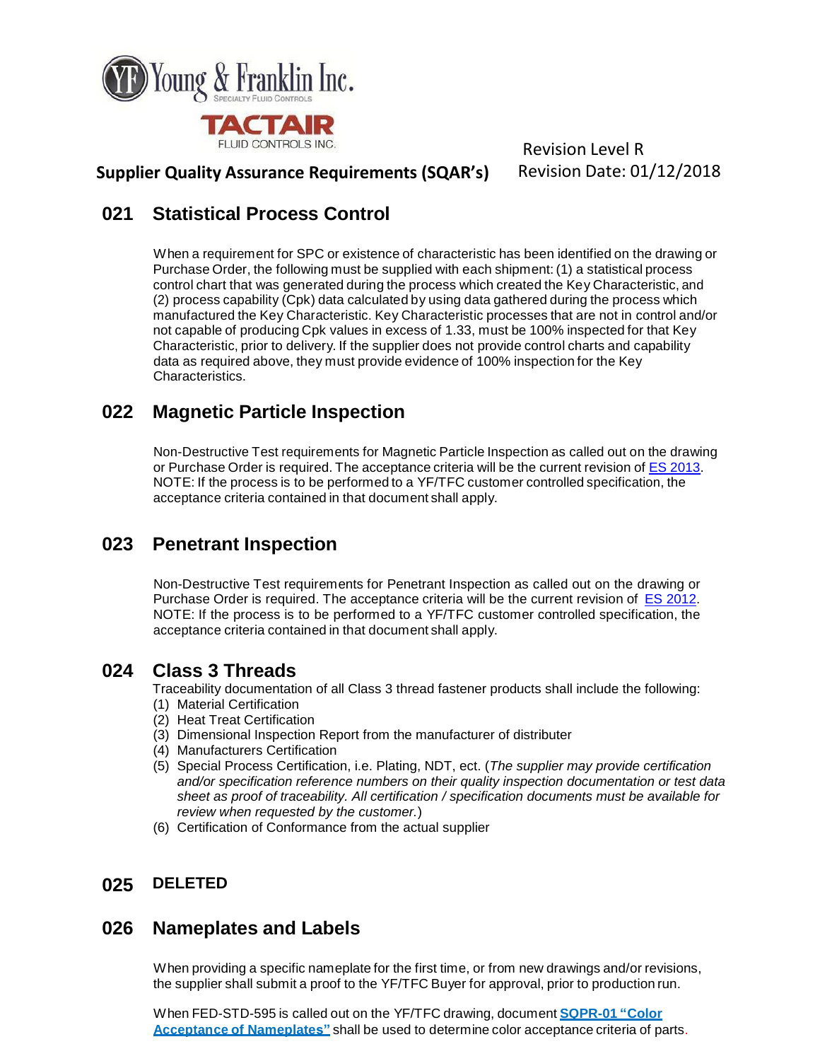## 021 Statistical Process Control

When a requirement for SPC or existence of characteristic has been identified on the drawing or Purchase Order, the following must be supplied with each shipment: (1) a statistical process control chart that was generated during the process which created the Key Characteristic, and (2) process capability (Cpk) data calculated by using data gathered during the process which manufactured the Key Characteristic. Key Characteristic processes that are not in control and/or not capable of producing Cpk values in excess of 1.33, must be 100% inspected for that Key Characteristic, prior to delivery. If the supplier does not provide control charts and capability data as required above, they must provide evidence of 100% inspection for the Key Characteristics.

## 022 Magnetic Particle Inspection

Non-Destructive Test requirements for Magnetic Particle Inspection as called out on the drawing or Purchase Order is required. The acceptance criteria will be the current revision of ES 2013. NOTE: If the process is to be performed to a YF/TFC customer controlled specification, the acceptance criteria contained in that document shall apply.

## 023 Penetrant Inspection

Non-Destructive Test requirements for Penetrant Inspection as called out on the drawing or Purchase Order is required. The acceptance criteria will be the current revision of ES 2012. NOTE: If the process is to be performed to a YF/TFC customer controlled specification, the acceptance criteria contained in that document shall apply.

## 024 Class 3 Threads

Traceability documentation of all Class 3 thread fastener products shall include the following:

(1) Material Certification
(2) Heat Treat Certification
(3) Dimensional Inspection Report from the manufacturer of distributer
(4) Manufacturers Certification
(5) Special Process Certification, i.e. Plating, NDT, ect. (*The supplier may provide certification and/or specification reference numbers on their quality inspection documentation or test data sheet as proof of traceability. All certification / specification documents must be available for review when requested by the customer.*)
(6) Certification of Conformance from the actual supplier

## 025 DELETED

## 026 Nameplates and Labels

When providing a specific nameplate for the first time, or from new drawings and/or revisions, the supplier shall submit a proof to the YF/TFC Buyer for approval, prior to production run.

When FED-STD-595 is called out on the YF/TFC drawing, document **SQPR-01 "Color Acceptance of Nameplates"** shall be used to determine color acceptance criteria of parts.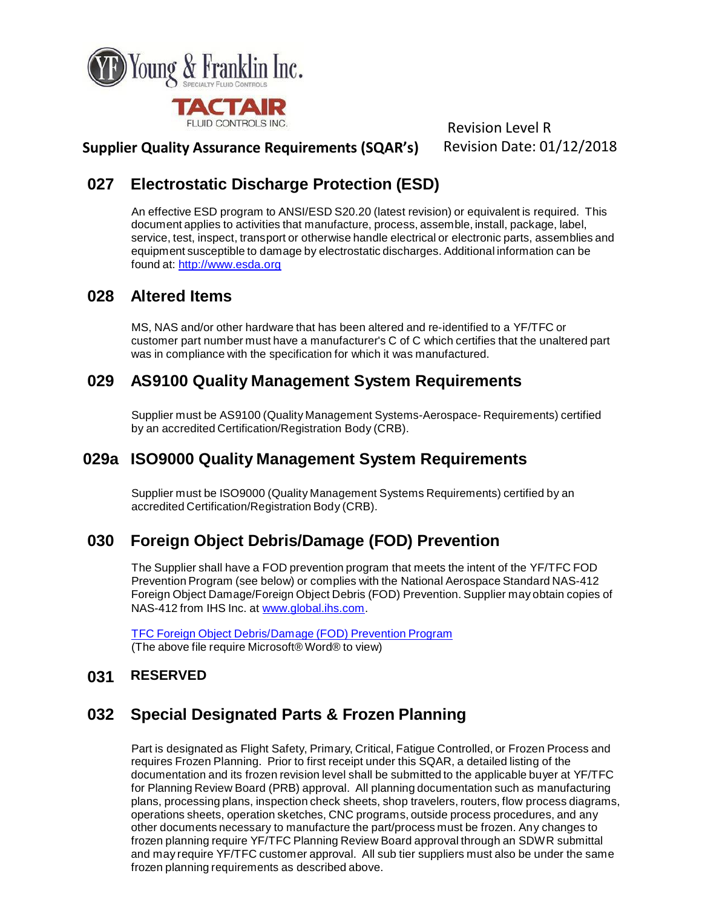## 027 Electrostatic Discharge Protection (ESD)

An effective ESD program to ANSI/ESD S20.20 (latest revision) or equivalent is required. This document applies to activities that manufacture, process, assemble, install, package, label, service, test, inspect, transport or otherwise handle electrical or electronic parts, assemblies and equipment susceptible to damage by electrostatic discharges. Additional information can be found at: http://www.esda.org

## 028 Altered Items

MS, NAS and/or other hardware that has been altered and re-identified to a YF/TFC or customer part number must have a manufacturer's C of C which certifies that the unaltered part was in compliance with the specification for which it was manufactured.

## 029 AS9100 Quality Management System Requirements

Supplier must be AS9100 (Quality Management Systems-Aerospace- Requirements) certified by an accredited Certification/Registration Body (CRB).

## 029a ISO9000 Quality Management System Requirements

Supplier must be ISO9000 (Quality Management Systems Requirements) certified by an accredited Certification/Registration Body (CRB).

## 030 Foreign Object Debris/Damage (FOD) Prevention

The Supplier shall have a FOD prevention program that meets the intent of the YF/TFC FOD Prevention Program (see below) or complies with the National Aerospace Standard NAS-412 Foreign Object Damage/Foreign Object Debris (FOD) Prevention. Supplier may obtain copies of NAS-412 from IHS Inc. at www.global.ihs.com.

TFC Foreign Object Debris/Damage (FOD) Prevention Program
(The above file require Microsoft® Word® to view)

## 031 RESERVED

## 032 Special Designated Parts & Frozen Planning

Part is designated as Flight Safety, Primary, Critical, Fatigue Controlled, or Frozen Process and requires Frozen Planning. Prior to first receipt under this SQAR, a detailed listing of the documentation and its frozen revision level shall be submitted to the applicable buyer at YF/TFC for Planning Review Board (PRB) approval. All planning documentation such as manufacturing plans, processing plans, inspection check sheets, shop travelers, routers, flow process diagrams, operations sheets, operation sketches, CNC programs, outside process procedures, and any other documents necessary to manufacture the part/process must be frozen. Any changes to frozen planning require YF/TFC Planning Review Board approval through an SDWR submittal and may require YF/TFC customer approval. All sub tier suppliers must also be under the same frozen planning requirements as described above.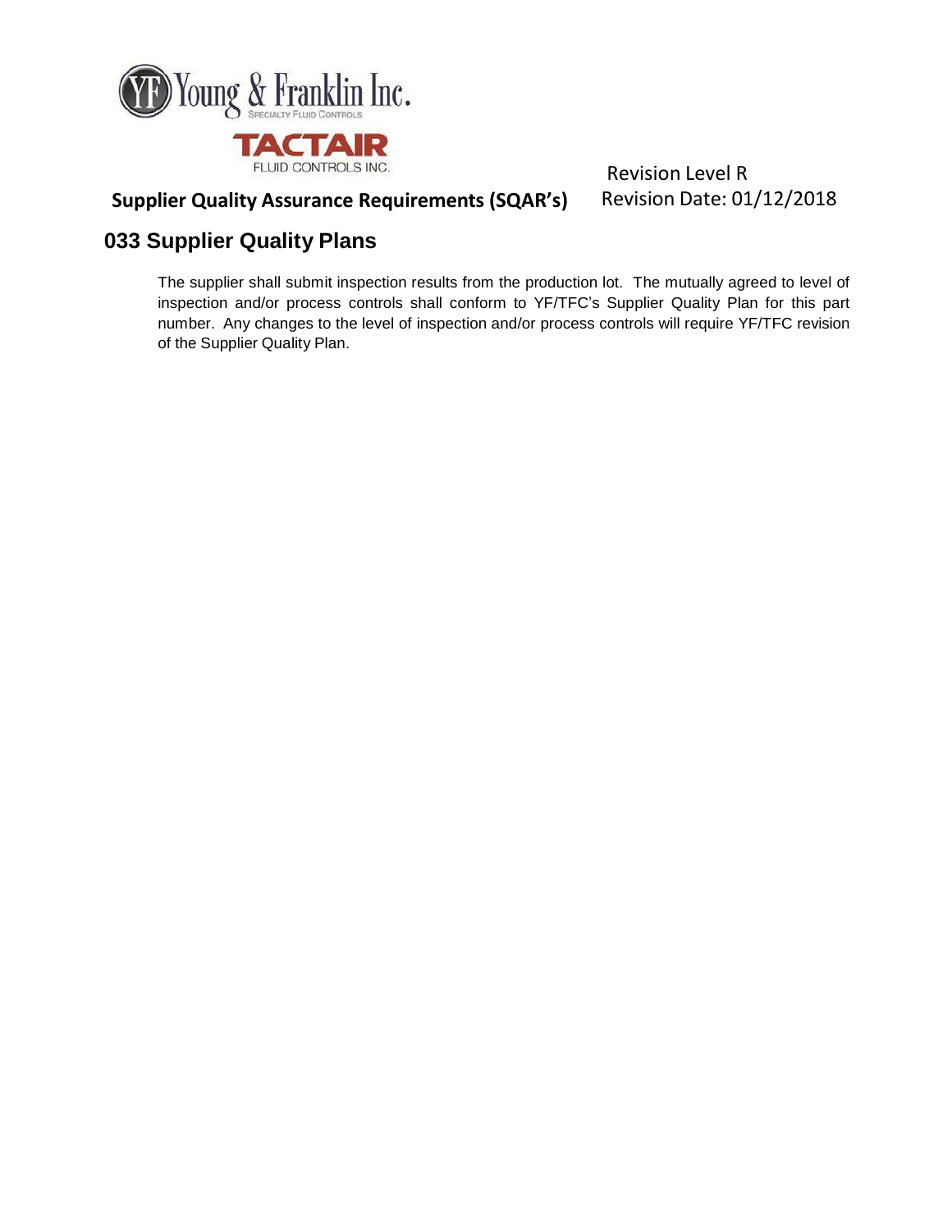## 033 Supplier Quality Plans

The supplier shall submit inspection results from the production lot. The mutually agreed to level of inspection and/or process controls shall conform to YF/TFC's Supplier Quality Plan for this part number. Any changes to the level of inspection and/or process controls will require YF/TFC revision of the Supplier Quality Plan.